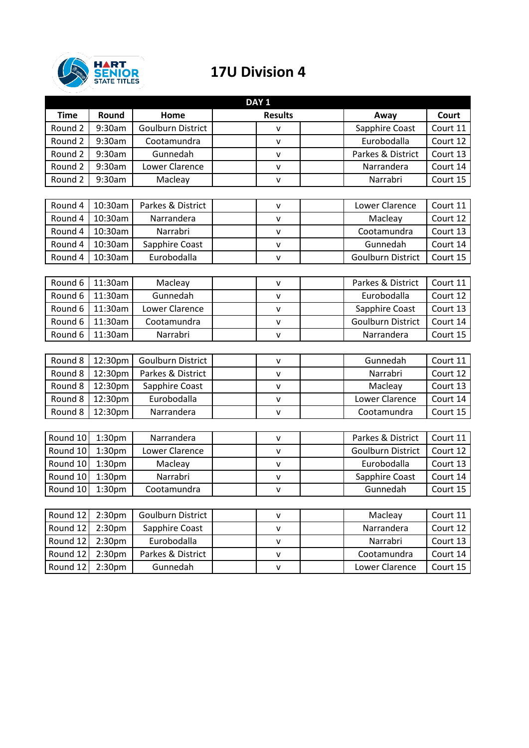HART SENIOR STATE TITLES

# 17U Division 4

| DAY 1 | | | | | | | |
|---|---|---|---|---|---|---|---|
| Time | Round | Home | Results | | | Away | Court |
| Round 2 | 9:30am | Goulburn District | | v | | Sapphire Coast | Court 11 |
| Round 2 | 9:30am | Cootamundra | | v | | Eurobodalla | Court 12 |
| Round 2 | 9:30am | Gunnedah | | v | | Parkes & District | Court 13 |
| Round 2 | 9:30am | Lower Clarence | | v | | Narrandera | Court 14 |
| Round 2 | 9:30am | Macleay | | v | | Narrabri | Court 15 |
| | | | | | | | |
| Round 4 | 10:30am | Parkes & District | | v | | Lower Clarence | Court 11 |
| Round 4 | 10:30am | Narrandera | | v | | Macleay | Court 12 |
| Round 4 | 10:30am | Narrabri | | v | | Cootamundra | Court 13 |
| Round 4 | 10:30am | Sapphire Coast | | v | | Gunnedah | Court 14 |
| Round 4 | 10:30am | Eurobodalla | | v | | Goulburn District | Court 15 |
| | | | | | | | |
| Round 6 | 11:30am | Macleay | | v | | Parkes & District | Court 11 |
| Round 6 | 11:30am | Gunnedah | | v | | Eurobodalla | Court 12 |
| Round 6 | 11:30am | Lower Clarence | | v | | Sapphire Coast | Court 13 |
| Round 6 | 11:30am | Cootamundra | | v | | Goulburn District | Court 14 |
| Round 6 | 11:30am | Narrabri | | v | | Narrandera | Court 15 |
| | | | | | | | |
| Round 8 | 12:30pm | Goulburn District | | v | | Gunnedah | Court 11 |
| Round 8 | 12:30pm | Parkes & District | | v | | Narrabri | Court 12 |
| Round 8 | 12:30pm | Sapphire Coast | | v | | Macleay | Court 13 |
| Round 8 | 12:30pm | Eurobodalla | | v | | Lower Clarence | Court 14 |
| Round 8 | 12:30pm | Narrandera | | v | | Cootamundra | Court 15 |
| | | | | | | | |
| Round 10 | 1:30pm | Narrandera | | v | | Parkes & District | Court 11 |
| Round 10 | 1:30pm | Lower Clarence | | v | | Goulburn District | Court 12 |
| Round 10 | 1:30pm | Macleay | | v | | Eurobodalla | Court 13 |
| Round 10 | 1:30pm | Narrabri | | v | | Sapphire Coast | Court 14 |
| Round 10 | 1:30pm | Cootamundra | | v | | Gunnedah | Court 15 |
| | | | | | | | |
| Round 12 | 2:30pm | Goulburn District | | v | | Macleay | Court 11 |
| Round 12 | 2:30pm | Sapphire Coast | | v | | Narrandera | Court 12 |
| Round 12 | 2:30pm | Eurobodalla | | v | | Narrabri | Court 13 |
| Round 12 | 2:30pm | Parkes & District | | v | | Cootamundra | Court 14 |
| Round 12 | 2:30pm | Gunnedah | | v | | Lower Clarence | Court 15 |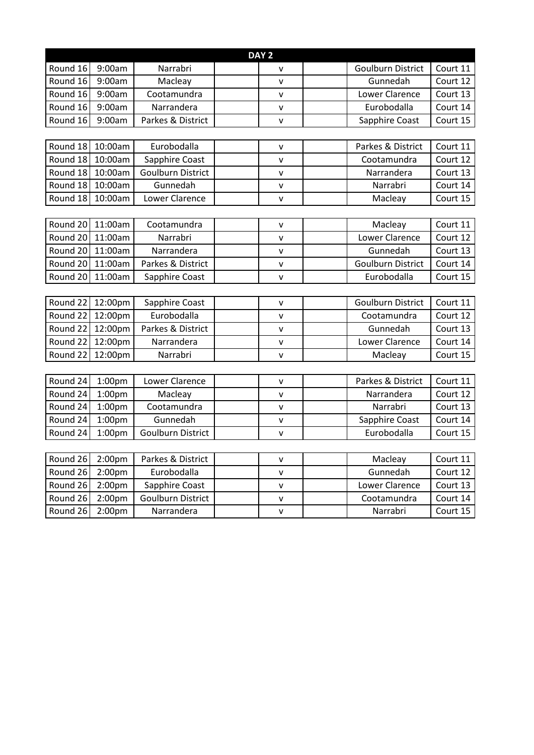| DAY 2 | | | | | | | |
|---|---|---|---|---|---|---|---|
| Round 16 | 9:00am | Narrabri | | v | | Goulburn District | Court 11 |
| Round 16 | 9:00am | Macleay | | v | | Gunnedah | Court 12 |
| Round 16 | 9:00am | Cootamundra | | v | | Lower Clarence | Court 13 |
| Round 16 | 9:00am | Narrandera | | v | | Eurobodalla | Court 14 |
| Round 16 | 9:00am | Parkes & District | | v | | Sapphire Coast | Court 15 |

| | | | | | | | |
|---|---|---|---|---|---|---|---|
| Round 18 | 10:00am | Eurobodalla | | v | | Parkes & District | Court 11 |
| Round 18 | 10:00am | Sapphire Coast | | v | | Cootamundra | Court 12 |
| Round 18 | 10:00am | Goulburn District | | v | | Narrandera | Court 13 |
| Round 18 | 10:00am | Gunnedah | | v | | Narrabri | Court 14 |
| Round 18 | 10:00am | Lower Clarence | | v | | Macleay | Court 15 |

| | | | | | | | |
|---|---|---|---|---|---|---|---|
| Round 20 | 11:00am | Cootamundra | | v | | Macleay | Court 11 |
| Round 20 | 11:00am | Narrabri | | v | | Lower Clarence | Court 12 |
| Round 20 | 11:00am | Narrandera | | v | | Gunnedah | Court 13 |
| Round 20 | 11:00am | Parkes & District | | v | | Goulburn District | Court 14 |
| Round 20 | 11:00am | Sapphire Coast | | v | | Eurobodalla | Court 15 |

| | | | | | | | |
|---|---|---|---|---|---|---|---|
| Round 22 | 12:00pm | Sapphire Coast | | v | | Goulburn District | Court 11 |
| Round 22 | 12:00pm | Eurobodalla | | v | | Cootamundra | Court 12 |
| Round 22 | 12:00pm | Parkes & District | | v | | Gunnedah | Court 13 |
| Round 22 | 12:00pm | Narrandera | | v | | Lower Clarence | Court 14 |
| Round 22 | 12:00pm | Narrabri | | v | | Macleay | Court 15 |

| | | | | | | | |
|---|---|---|---|---|---|---|---|
| Round 24 | 1:00pm | Lower Clarence | | v | | Parkes & District | Court 11 |
| Round 24 | 1:00pm | Macleay | | v | | Narrandera | Court 12 |
| Round 24 | 1:00pm | Cootamundra | | v | | Narrabri | Court 13 |
| Round 24 | 1:00pm | Gunnedah | | v | | Sapphire Coast | Court 14 |
| Round 24 | 1:00pm | Goulburn District | | v | | Eurobodalla | Court 15 |

| | | | | | | | |
|---|---|---|---|---|---|---|---|
| Round 26 | 2:00pm | Parkes & District | | v | | Macleay | Court 11 |
| Round 26 | 2:00pm | Eurobodalla | | v | | Gunnedah | Court 12 |
| Round 26 | 2:00pm | Sapphire Coast | | v | | Lower Clarence | Court 13 |
| Round 26 | 2:00pm | Goulburn District | | v | | Cootamundra | Court 14 |
| Round 26 | 2:00pm | Narrandera | | v | | Narrabri | Court 15 |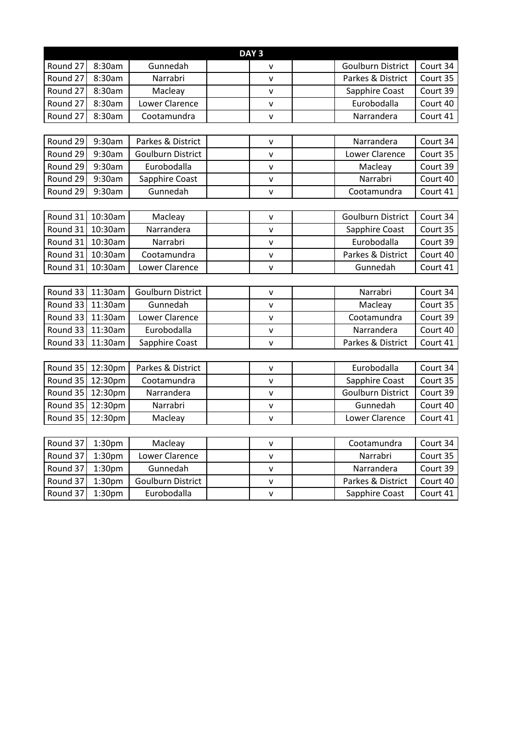## DAY 3

| | | | | | | | |
|---|---|---|---|---|---|---|---|
| Round 27 | 8:30am | Gunnedah | | v | | Goulburn District | Court 34 |
| Round 27 | 8:30am | Narrabri | | v | | Parkes & District | Court 35 |
| Round 27 | 8:30am | Macleay | | v | | Sapphire Coast | Court 39 |
| Round 27 | 8:30am | Lower Clarence | | v | | Eurobodalla | Court 40 |
| Round 27 | 8:30am | Cootamundra | | v | | Narrandera | Court 41 |
| | | | | | | | |
| Round 29 | 9:30am | Parkes & District | | v | | Narrandera | Court 34 |
| Round 29 | 9:30am | Goulburn District | | v | | Lower Clarence | Court 35 |
| Round 29 | 9:30am | Eurobodalla | | v | | Macleay | Court 39 |
| Round 29 | 9:30am | Sapphire Coast | | v | | Narrabri | Court 40 |
| Round 29 | 9:30am | Gunnedah | | v | | Cootamundra | Court 41 |
| | | | | | | | |
| Round 31 | 10:30am | Macleay | | v | | Goulburn District | Court 34 |
| Round 31 | 10:30am | Narrandera | | v | | Sapphire Coast | Court 35 |
| Round 31 | 10:30am | Narrabri | | v | | Eurobodalla | Court 39 |
| Round 31 | 10:30am | Cootamundra | | v | | Parkes & District | Court 40 |
| Round 31 | 10:30am | Lower Clarence | | v | | Gunnedah | Court 41 |
| | | | | | | | |
| Round 33 | 11:30am | Goulburn District | | v | | Narrabri | Court 34 |
| Round 33 | 11:30am | Gunnedah | | v | | Macleay | Court 35 |
| Round 33 | 11:30am | Lower Clarence | | v | | Cootamundra | Court 39 |
| Round 33 | 11:30am | Eurobodalla | | v | | Narrandera | Court 40 |
| Round 33 | 11:30am | Sapphire Coast | | v | | Parkes & District | Court 41 |
| | | | | | | | |
| Round 35 | 12:30pm | Parkes & District | | v | | Eurobodalla | Court 34 |
| Round 35 | 12:30pm | Cootamundra | | v | | Sapphire Coast | Court 35 |
| Round 35 | 12:30pm | Narrandera | | v | | Goulburn District | Court 39 |
| Round 35 | 12:30pm | Narrabri | | v | | Gunnedah | Court 40 |
| Round 35 | 12:30pm | Macleay | | v | | Lower Clarence | Court 41 |
| | | | | | | | |
| Round 37 | 1:30pm | Macleay | | v | | Cootamundra | Court 34 |
| Round 37 | 1:30pm | Lower Clarence | | v | | Narrabri | Court 35 |
| Round 37 | 1:30pm | Gunnedah | | v | | Narrandera | Court 39 |
| Round 37 | 1:30pm | Goulburn District | | v | | Parkes & District | Court 40 |
| Round 37 | 1:30pm | Eurobodalla | | v | | Sapphire Coast | Court 41 |